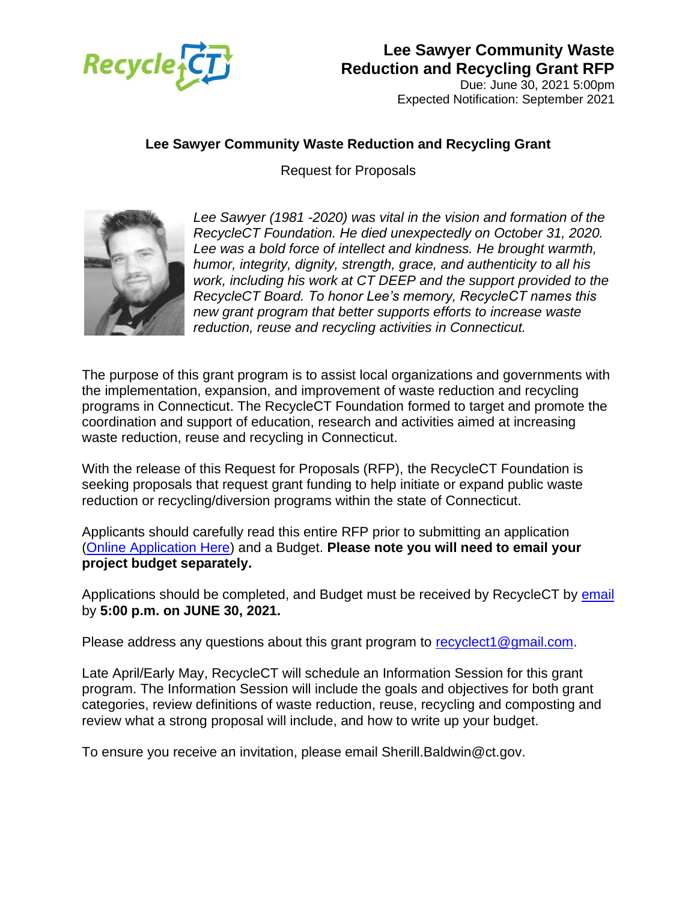# Lee Sawyer Community Waste Reduction and Recycling Grant RFP

Due: June 30, 2021 5:00pm
Expected Notification: September 2021

## Lee Sawyer Community Waste Reduction and Recycling Grant

Request for Proposals

*Lee Sawyer (1981 -2020) was vital in the vision and formation of the RecycleCT Foundation. He died unexpectedly on October 31, 2020. Lee was a bold force of intellect and kindness. He brought warmth, humor, integrity, dignity, strength, grace, and authenticity to all his work, including his work at CT DEEP and the support provided to the RecycleCT Board. To honor Lee's memory, RecycleCT names this new grant program that better supports efforts to increase waste reduction, reuse and recycling activities in Connecticut.*

The purpose of this grant program is to assist local organizations and governments with the implementation, expansion, and improvement of waste reduction and recycling programs in Connecticut. The RecycleCT Foundation formed to target and promote the coordination and support of education, research and activities aimed at increasing waste reduction, reuse and recycling in Connecticut.

With the release of this Request for Proposals (RFP), the RecycleCT Foundation is seeking proposals that request grant funding to help initiate or expand public waste reduction or recycling/diversion programs within the state of Connecticut.

Applicants should carefully read this entire RFP prior to submitting an application (Online Application Here) and a Budget. **Please note you will need to email your project budget separately.**

Applications should be completed, and Budget must be received by RecycleCT by email by **5:00 p.m. on JUNE 30, 2021.**

Please address any questions about this grant program to recyclect1@gmail.com.

Late April/Early May, RecycleCT will schedule an Information Session for this grant program. The Information Session will include the goals and objectives for both grant categories, review definitions of waste reduction, reuse, recycling and composting and review what a strong proposal will include, and how to write up your budget.

To ensure you receive an invitation, please email Sherill.Baldwin@ct.gov.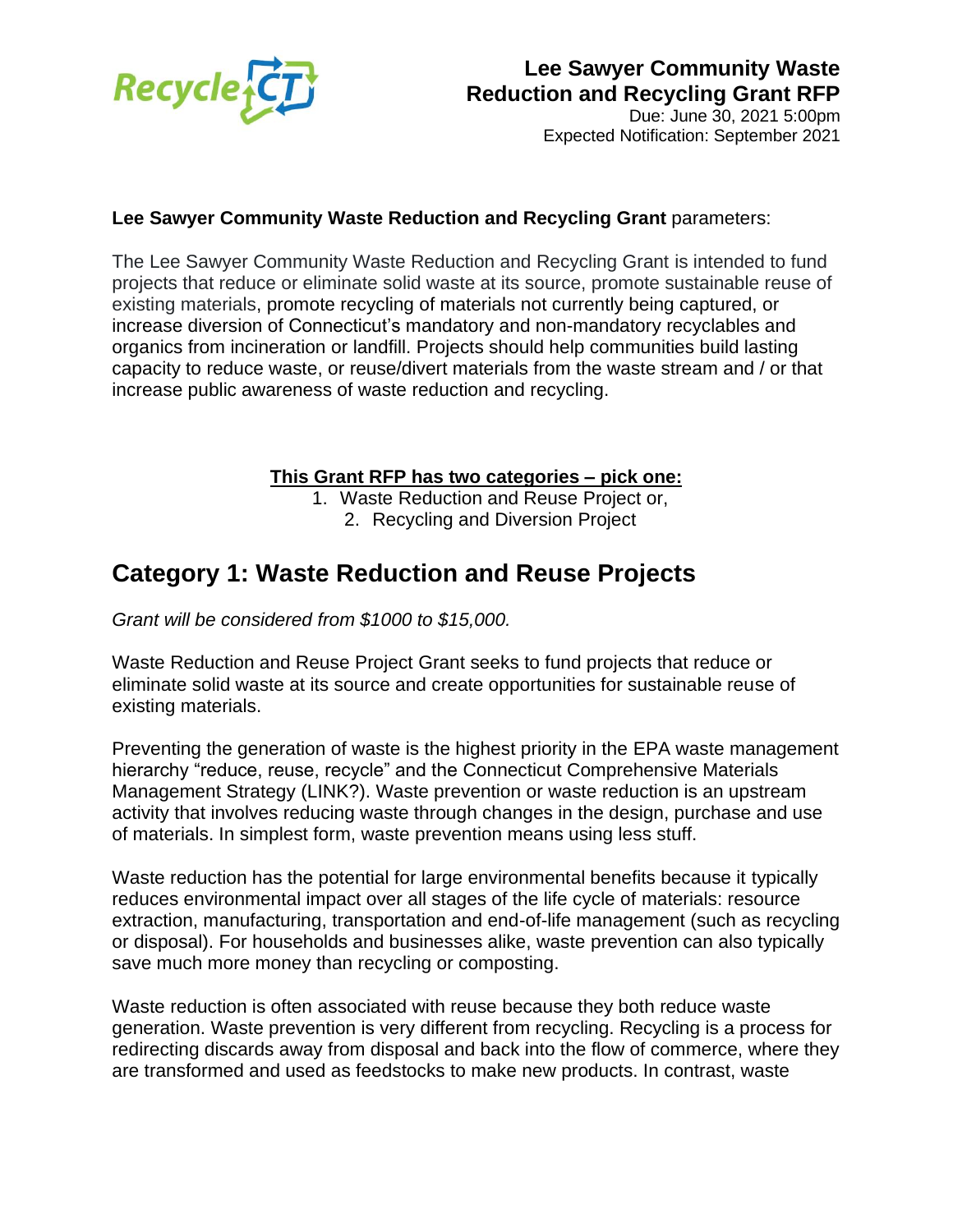**Lee Sawyer Community Waste Reduction and Recycling Grant RFP**

Due: June 30, 2021 5:00pm
Expected Notification: September 2021

**Lee Sawyer Community Waste Reduction and Recycling Grant** parameters:

The Lee Sawyer Community Waste Reduction and Recycling Grant is intended to fund projects that reduce or eliminate solid waste at its source, promote sustainable reuse of existing materials, promote recycling of materials not currently being captured, or increase diversion of Connecticut's mandatory and non-mandatory recyclables and organics from incineration or landfill. Projects should help communities build lasting capacity to reduce waste, or reuse/divert materials from the waste stream and / or that increase public awareness of waste reduction and recycling.

**This Grant RFP has two categories – pick one:**

1. Waste Reduction and Reuse Project or,
2. Recycling and Diversion Project

## Category 1: Waste Reduction and Reuse Projects

*Grant will be considered from $1000 to $15,000.*

Waste Reduction and Reuse Project Grant seeks to fund projects that reduce or eliminate solid waste at its source and create opportunities for sustainable reuse of existing materials.

Preventing the generation of waste is the highest priority in the EPA waste management hierarchy "reduce, reuse, recycle" and the Connecticut Comprehensive Materials Management Strategy (LINK?). Waste prevention or waste reduction is an upstream activity that involves reducing waste through changes in the design, purchase and use of materials. In simplest form, waste prevention means using less stuff.

Waste reduction has the potential for large environmental benefits because it typically reduces environmental impact over all stages of the life cycle of materials: resource extraction, manufacturing, transportation and end-of-life management (such as recycling or disposal). For households and businesses alike, waste prevention can also typically save much more money than recycling or composting.

Waste reduction is often associated with reuse because they both reduce waste generation. Waste prevention is very different from recycling. Recycling is a process for redirecting discards away from disposal and back into the flow of commerce, where they are transformed and used as feedstocks to make new products. In contrast, waste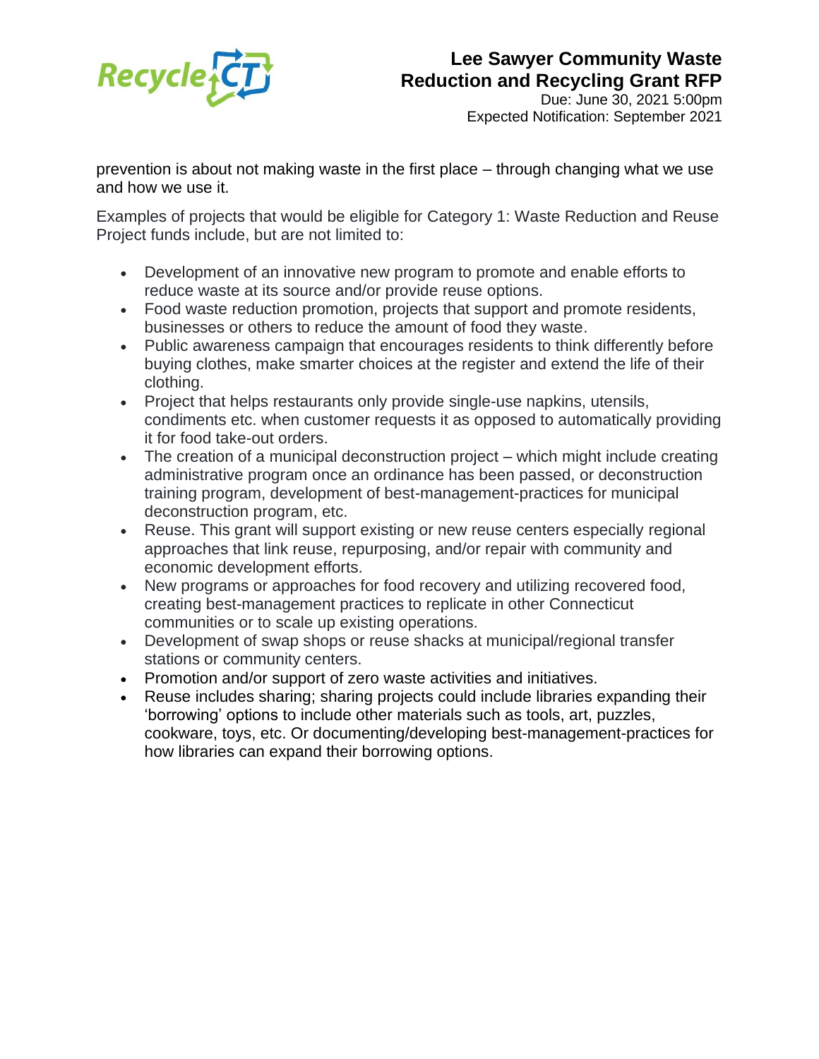prevention is about not making waste in the first place – through changing what we use and how we use it.

Examples of projects that would be eligible for Category 1: Waste Reduction and Reuse Project funds include, but are not limited to:

- Development of an innovative new program to promote and enable efforts to reduce waste at its source and/or provide reuse options.
- Food waste reduction promotion, projects that support and promote residents, businesses or others to reduce the amount of food they waste.
- Public awareness campaign that encourages residents to think differently before buying clothes, make smarter choices at the register and extend the life of their clothing.
- Project that helps restaurants only provide single-use napkins, utensils, condiments etc. when customer requests it as opposed to automatically providing it for food take-out orders.
- The creation of a municipal deconstruction project – which might include creating administrative program once an ordinance has been passed, or deconstruction training program, development of best-management-practices for municipal deconstruction program, etc.
- Reuse. This grant will support existing or new reuse centers especially regional approaches that link reuse, repurposing, and/or repair with community and economic development efforts.
- New programs or approaches for food recovery and utilizing recovered food, creating best-management practices to replicate in other Connecticut communities or to scale up existing operations.
- Development of swap shops or reuse shacks at municipal/regional transfer stations or community centers.
- Promotion and/or support of zero waste activities and initiatives.
- Reuse includes sharing; sharing projects could include libraries expanding their 'borrowing' options to include other materials such as tools, art, puzzles, cookware, toys, etc. Or documenting/developing best-management-practices for how libraries can expand their borrowing options.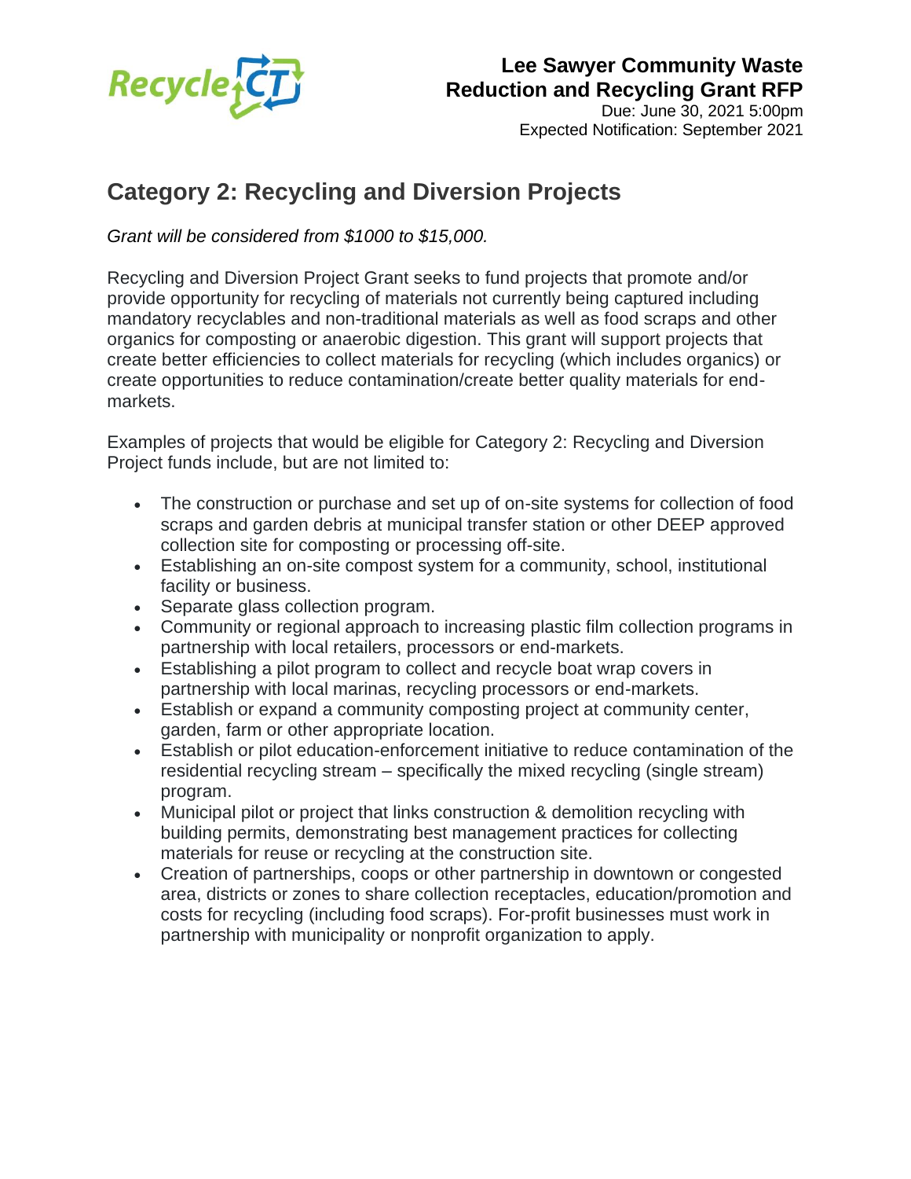## Category 2: Recycling and Diversion Projects

*Grant will be considered from $1000 to $15,000.*

Recycling and Diversion Project Grant seeks to fund projects that promote and/or provide opportunity for recycling of materials not currently being captured including mandatory recyclables and non-traditional materials as well as food scraps and other organics for composting or anaerobic digestion. This grant will support projects that create better efficiencies to collect materials for recycling (which includes organics) or create opportunities to reduce contamination/create better quality materials for end-markets.

Examples of projects that would be eligible for Category 2: Recycling and Diversion Project funds include, but are not limited to:

- The construction or purchase and set up of on-site systems for collection of food scraps and garden debris at municipal transfer station or other DEEP approved collection site for composting or processing off-site.
- Establishing an on-site compost system for a community, school, institutional facility or business.
- Separate glass collection program.
- Community or regional approach to increasing plastic film collection programs in partnership with local retailers, processors or end-markets.
- Establishing a pilot program to collect and recycle boat wrap covers in partnership with local marinas, recycling processors or end-markets.
- Establish or expand a community composting project at community center, garden, farm or other appropriate location.
- Establish or pilot education-enforcement initiative to reduce contamination of the residential recycling stream – specifically the mixed recycling (single stream) program.
- Municipal pilot or project that links construction & demolition recycling with building permits, demonstrating best management practices for collecting materials for reuse or recycling at the construction site.
- Creation of partnerships, coops or other partnership in downtown or congested area, districts or zones to share collection receptacles, education/promotion and costs for recycling (including food scraps). For-profit businesses must work in partnership with municipality or nonprofit organization to apply.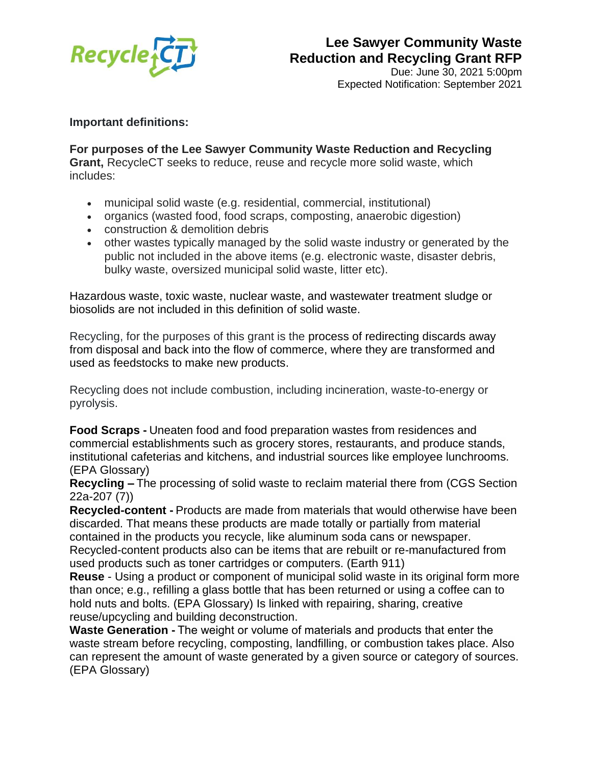**Important definitions:**

**For purposes of the Lee Sawyer Community Waste Reduction and Recycling Grant,** RecycleCT seeks to reduce, reuse and recycle more solid waste, which includes:

- municipal solid waste (e.g. residential, commercial, institutional)
- organics (wasted food, food scraps, composting, anaerobic digestion)
- construction & demolition debris
- other wastes typically managed by the solid waste industry or generated by the public not included in the above items (e.g. electronic waste, disaster debris, bulky waste, oversized municipal solid waste, litter etc).

Hazardous waste, toxic waste, nuclear waste, and wastewater treatment sludge or biosolids are not included in this definition of solid waste.

Recycling, for the purposes of this grant is the process of redirecting discards away from disposal and back into the flow of commerce, where they are transformed and used as feedstocks to make new products.

Recycling does not include combustion, including incineration, waste-to-energy or pyrolysis.

**Food Scraps -** Uneaten food and food preparation wastes from residences and commercial establishments such as grocery stores, restaurants, and produce stands, institutional cafeterias and kitchens, and industrial sources like employee lunchrooms. (EPA Glossary)

**Recycling –** The processing of solid waste to reclaim material there from (CGS Section 22a-207 (7))

**Recycled-content -** Products are made from materials that would otherwise have been discarded. That means these products are made totally or partially from material contained in the products you recycle, like aluminum soda cans or newspaper. Recycled-content products also can be items that are rebuilt or re-manufactured from used products such as toner cartridges or computers. (Earth 911)

**Reuse** - Using a product or component of municipal solid waste in its original form more than once; e.g., refilling a glass bottle that has been returned or using a coffee can to hold nuts and bolts. (EPA Glossary) Is linked with repairing, sharing, creative reuse/upcycling and building deconstruction.

**Waste Generation -** The weight or volume of materials and products that enter the waste stream before recycling, composting, landfilling, or combustion takes place. Also can represent the amount of waste generated by a given source or category of sources. (EPA Glossary)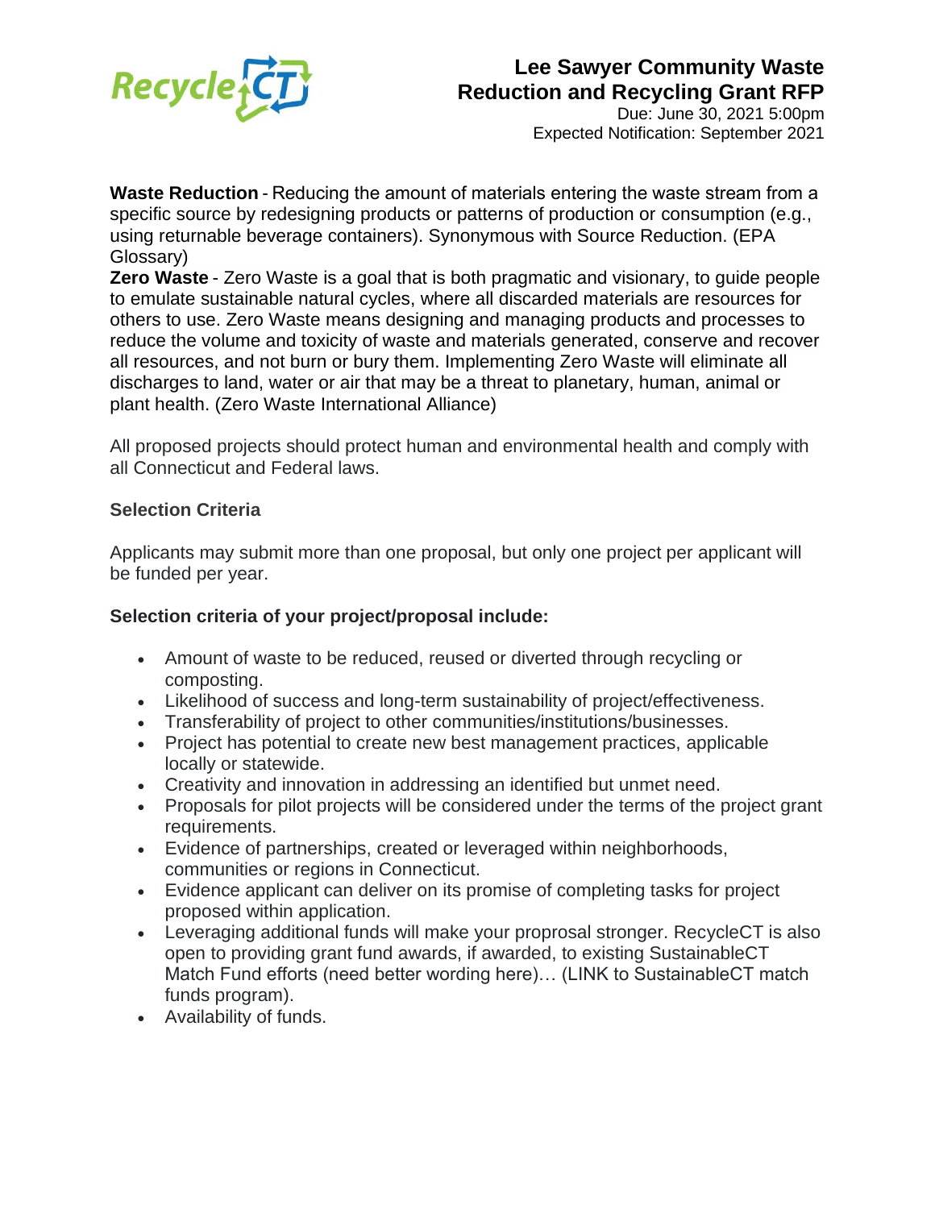**Waste Reduction** - Reducing the amount of materials entering the waste stream from a specific source by redesigning products or patterns of production or consumption (e.g., using returnable beverage containers). Synonymous with Source Reduction. (EPA Glossary)

**Zero Waste** - Zero Waste is a goal that is both pragmatic and visionary, to guide people to emulate sustainable natural cycles, where all discarded materials are resources for others to use. Zero Waste means designing and managing products and processes to reduce the volume and toxicity of waste and materials generated, conserve and recover all resources, and not burn or bury them. Implementing Zero Waste will eliminate all discharges to land, water or air that may be a threat to planetary, human, animal or plant health. (Zero Waste International Alliance)

All proposed projects should protect human and environmental health and comply with all Connecticut and Federal laws.

### Selection Criteria

Applicants may submit more than one proposal, but only one project per applicant will be funded per year.

**Selection criteria of your project/proposal include:**

- Amount of waste to be reduced, reused or diverted through recycling or composting.
- Likelihood of success and long-term sustainability of project/effectiveness.
- Transferability of project to other communities/institutions/businesses.
- Project has potential to create new best management practices, applicable locally or statewide.
- Creativity and innovation in addressing an identified but unmet need.
- Proposals for pilot projects will be considered under the terms of the project grant requirements.
- Evidence of partnerships, created or leveraged within neighborhoods, communities or regions in Connecticut.
- Evidence applicant can deliver on its promise of completing tasks for project proposed within application.
- Leveraging additional funds will make your proprosal stronger. RecycleCT is also open to providing grant fund awards, if awarded, to existing SustainableCT Match Fund efforts (need better wording here)… (LINK to SustainableCT match funds program).
- Availability of funds.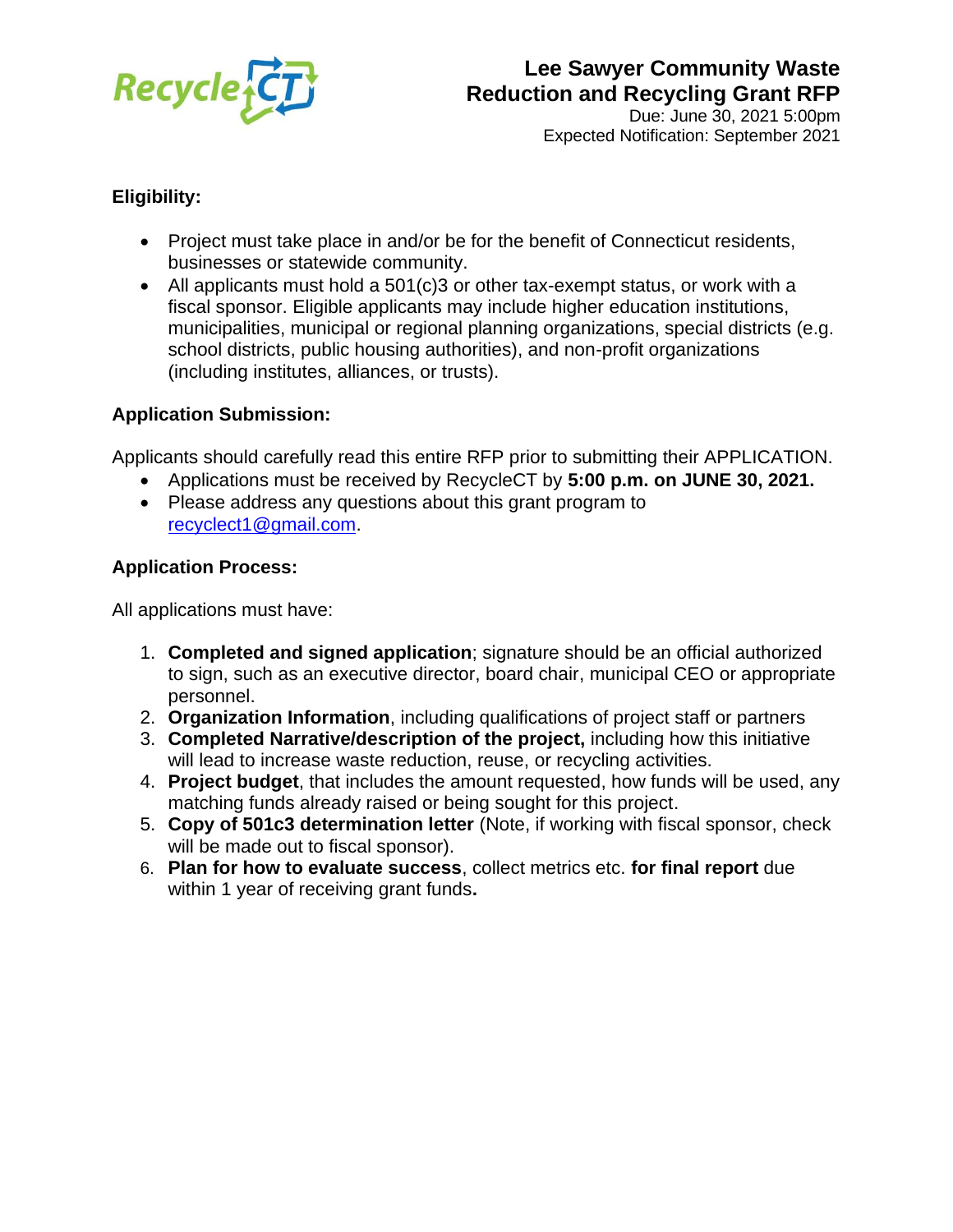# Lee Sawyer Community Waste Reduction and Recycling Grant RFP

Due: June 30, 2021 5:00pm
Expected Notification: September 2021

**Eligibility:**

- Project must take place in and/or be for the benefit of Connecticut residents, businesses or statewide community.
- All applicants must hold a 501(c)3 or other tax-exempt status, or work with a fiscal sponsor. Eligible applicants may include higher education institutions, municipalities, municipal or regional planning organizations, special districts (e.g. school districts, public housing authorities), and non-profit organizations (including institutes, alliances, or trusts).

**Application Submission:**

Applicants should carefully read this entire RFP prior to submitting their APPLICATION.

- Applications must be received by RecycleCT by **5:00 p.m. on JUNE 30, 2021.**
- Please address any questions about this grant program to recyclect1@gmail.com.

**Application Process:**

All applications must have:

1. **Completed and signed application**; signature should be an official authorized to sign, such as an executive director, board chair, municipal CEO or appropriate personnel.
2. **Organization Information**, including qualifications of project staff or partners
3. **Completed Narrative/description of the project,** including how this initiative will lead to increase waste reduction, reuse, or recycling activities.
4. **Project budget**, that includes the amount requested, how funds will be used, any matching funds already raised or being sought for this project.
5. **Copy of 501c3 determination letter** (Note, if working with fiscal sponsor, check will be made out to fiscal sponsor).
6. **Plan for how to evaluate success**, collect metrics etc. **for final report** due within 1 year of receiving grant funds**.**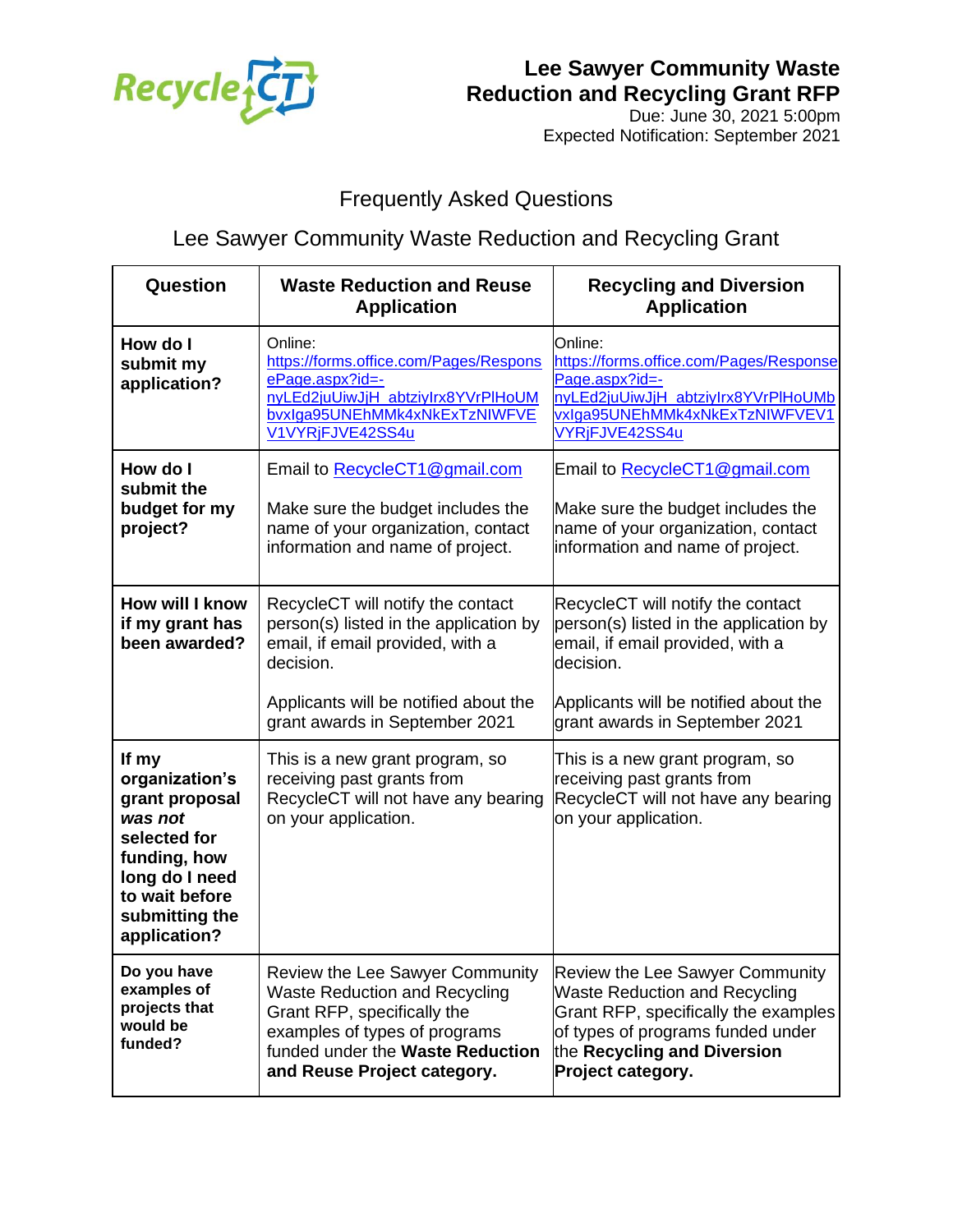# Lee Sawyer Community Waste Reduction and Recycling Grant RFP

Due: June 30, 2021 5:00pm

Expected Notification: September 2021

## Frequently Asked Questions

## Lee Sawyer Community Waste Reduction and Recycling Grant

| Question | Waste Reduction and Reuse Application | Recycling and Diversion Application |
|---|---|---|
| **How do I submit my application?** | Online: https://forms.office.com/Pages/ResponsePage.aspx?id=-nyLEd2juUiwJjH_abtziyIrx8YVrPlHoUMbvxIga95UNEhMMk4xNkExTzNIWFVEV1VYRjFJVE42SS4u | Online: https://forms.office.com/Pages/ResponsePage.aspx?id=-nyLEd2juUiwJjH_abtziyIrx8YVrPlHoUMbvxIga95UNEhMMk4xNkExTzNIWFVEV1VYRjFJVE42SS4u |
| **How do I submit the budget for my project?** | Email to RecycleCT1@gmail.com<br><br>Make sure the budget includes the name of your organization, contact information and name of project. | Email to RecycleCT1@gmail.com<br><br>Make sure the budget includes the name of your organization, contact information and name of project. |
| **How will I know if my grant has been awarded?** | RecycleCT will notify the contact person(s) listed in the application by email, if email provided, with a decision.<br><br>Applicants will be notified about the grant awards in September 2021 | RecycleCT will notify the contact person(s) listed in the application by email, if email provided, with a decision.<br><br>Applicants will be notified about the grant awards in September 2021 |
| **If my organization's grant proposal *was not* selected for funding, how long do I need to wait before submitting the application?** | This is a new grant program, so receiving past grants from RecycleCT will not have any bearing on your application. | This is a new grant program, so receiving past grants from RecycleCT will not have any bearing on your application. |
| **Do you have examples of projects that would be funded?** | Review the Lee Sawyer Community Waste Reduction and Recycling Grant RFP, specifically the examples of types of programs funded under the **Waste Reduction and Reuse Project category.** | Review the Lee Sawyer Community Waste Reduction and Recycling Grant RFP, specifically the examples of types of programs funded under the **Recycling and Diversion Project category.** |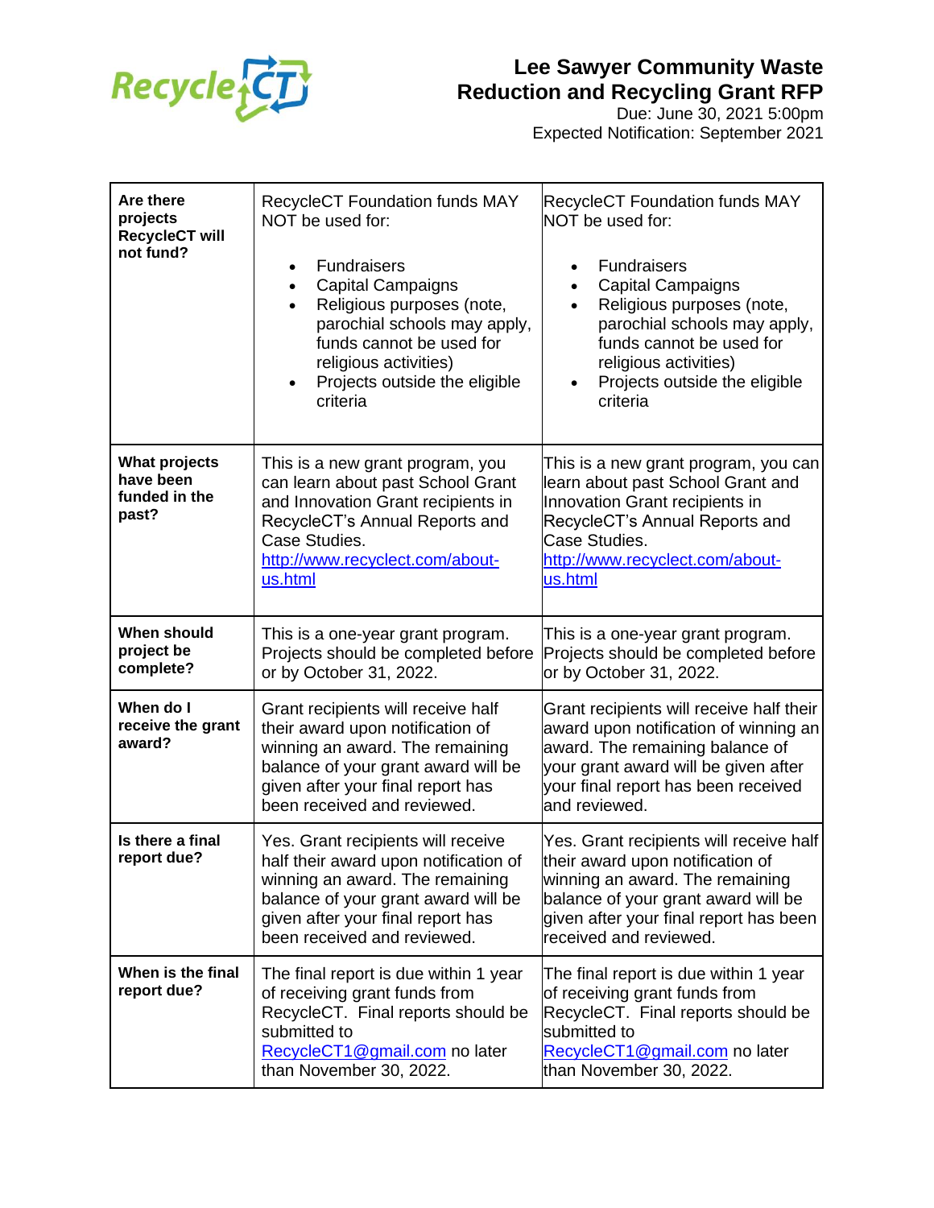# Lee Sawyer Community Waste Reduction and Recycling Grant RFP

Due: June 30, 2021 5:00pm
Expected Notification: September 2021

| | | |
|---|---|---|
| **Are there projects RecycleCT will not fund?** | RecycleCT Foundation funds MAY NOT be used for:<br><br>• Fundraisers<br>• Capital Campaigns<br>• Religious purposes (note, parochial schools may apply, funds cannot be used for religious activities)<br>• Projects outside the eligible criteria | RecycleCT Foundation funds MAY NOT be used for:<br><br>• Fundraisers<br>• Capital Campaigns<br>• Religious purposes (note, parochial schools may apply, funds cannot be used for religious activities)<br>• Projects outside the eligible criteria |
| **What projects have been funded in the past?** | This is a new grant program, you can learn about past School Grant and Innovation Grant recipients in RecycleCT's Annual Reports and Case Studies. http://www.recyclect.com/about-us.html | This is a new grant program, you can learn about past School Grant and Innovation Grant recipients in RecycleCT's Annual Reports and Case Studies. http://www.recyclect.com/about-us.html |
| **When should project be complete?** | This is a one-year grant program. Projects should be completed before or by October 31, 2022. | This is a one-year grant program. Projects should be completed before or by October 31, 2022. |
| **When do I receive the grant award?** | Grant recipients will receive half their award upon notification of winning an award. The remaining balance of your grant award will be given after your final report has been received and reviewed. | Grant recipients will receive half their award upon notification of winning an award. The remaining balance of your grant award will be given after your final report has been received and reviewed. |
| **Is there a final report due?** | Yes. Grant recipients will receive half their award upon notification of winning an award. The remaining balance of your grant award will be given after your final report has been received and reviewed. | Yes. Grant recipients will receive half their award upon notification of winning an award. The remaining balance of your grant award will be given after your final report has been received and reviewed. |
| **When is the final report due?** | The final report is due within 1 year of receiving grant funds from RecycleCT. Final reports should be submitted to RecycleCT1@gmail.com no later than November 30, 2022. | The final report is due within 1 year of receiving grant funds from RecycleCT. Final reports should be submitted to RecycleCT1@gmail.com no later than November 30, 2022. |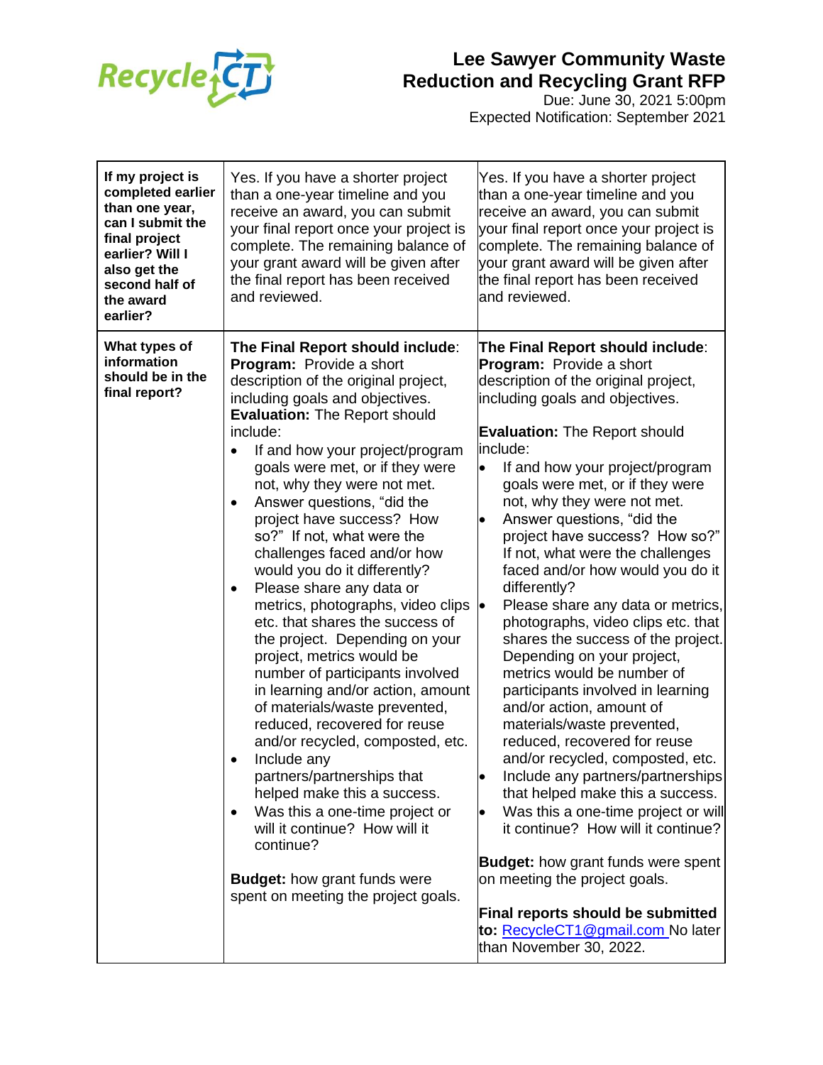# Lee Sawyer Community Waste Reduction and Recycling Grant RFP

Due: June 30, 2021 5:00pm
Expected Notification: September 2021

| | | |
|---|---|---|
| **If my project is completed earlier than one year, can I submit the final project earlier? Will I also get the second half of the award earlier?** | Yes. If you have a shorter project than a one-year timeline and you receive an award, you can submit your final report once your project is complete. The remaining balance of your grant award will be given after the final report has been received and reviewed. | Yes. If you have a shorter project than a one-year timeline and you receive an award, you can submit your final report once your project is complete. The remaining balance of your grant award will be given after the final report has been received and reviewed. |
| **What types of information should be in the final report?** | **The Final Report should include**: **Program:** Provide a short description of the original project, including goals and objectives. **Evaluation:** The Report should include: <br>• If and how your project/program goals were met, or if they were not, why they were not met. <br>• Answer questions, "did the project have success? How so?" If not, what were the challenges faced and/or how would you do it differently? <br>• Please share any data or metrics, photographs, video clips etc. that shares the success of the project. Depending on your project, metrics would be number of participants involved in learning and/or action, amount of materials/waste prevented, reduced, recovered for reuse and/or recycled, composted, etc. <br>• Include any partners/partnerships that helped make this a success. <br>• Was this a one-time project or will it continue? How will it continue? <br><br>**Budget:** how grant funds were spent on meeting the project goals. | **The Final Report should include**: **Program:** Provide a short description of the original project, including goals and objectives. <br><br>**Evaluation:** The Report should include: <br>• If and how your project/program goals were met, or if they were not, why they were not met. <br>• Answer questions, "did the project have success? How so?" If not, what were the challenges faced and/or how would you do it differently? <br>• Please share any data or metrics, photographs, video clips etc. that shares the success of the project. Depending on your project, metrics would be number of participants involved in learning and/or action, amount of materials/waste prevented, reduced, recovered for reuse and/or recycled, composted, etc. <br>• Include any partners/partnerships that helped make this a success. <br>• Was this a one-time project or will it continue? How will it continue? <br><br>**Budget:** how grant funds were spent on meeting the project goals. <br><br>**Final reports should be submitted to:** RecycleCT1@gmail.com No later than November 30, 2022. |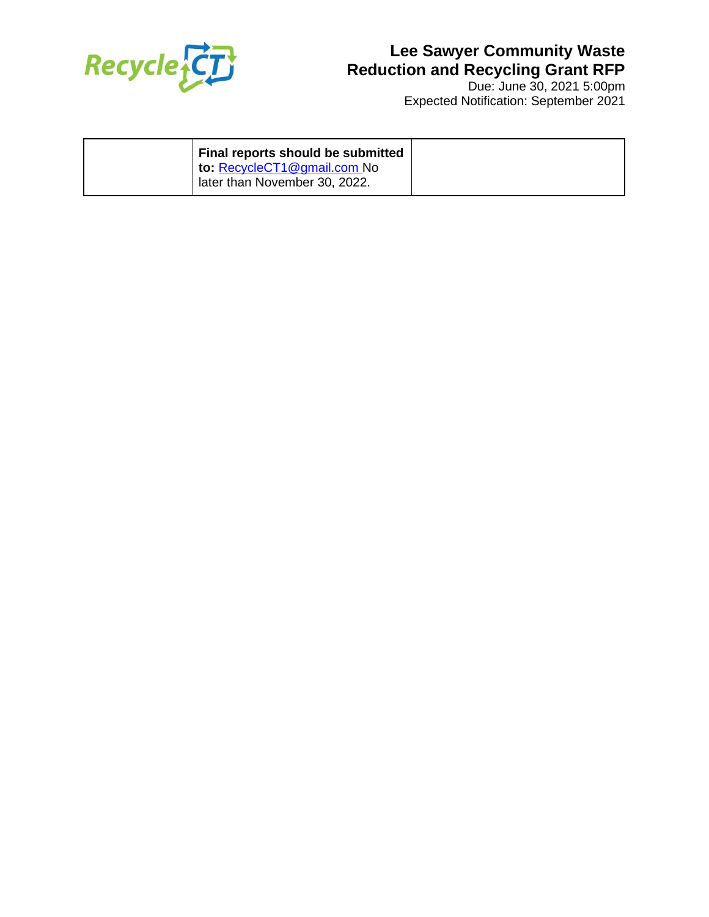| | | |
|---|---|---|
| | **Final reports should be submitted to:** RecycleCT1@gmail.com No later than November 30, 2022. | |